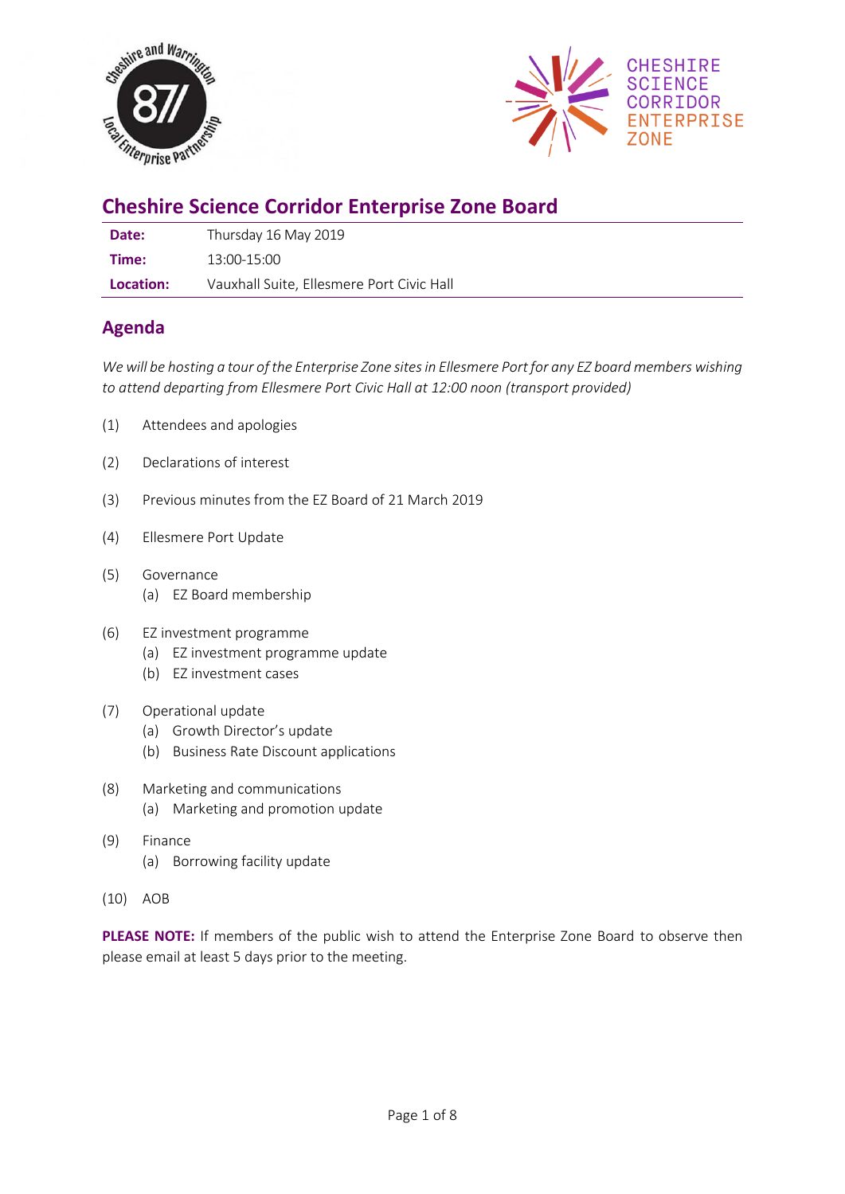# Cheshire Science Corridor Enterprise Zone Board

| | |
|---|---|
| **Date:** | Thursday 16 May 2019 |
| **Time:** | 13:00-15:00 |
| **Location:** | Vauxhall Suite, Ellesmere Port Civic Hall |

## Agenda

*We will be hosting a tour of the Enterprise Zone sites in Ellesmere Port for any EZ board members wishing to attend departing from Ellesmere Port Civic Hall at 12:00 noon (transport provided)*

(1) Attendees and apologies

(2) Declarations of interest

(3) Previous minutes from the EZ Board of 21 March 2019

(4) Ellesmere Port Update

(5) Governance
- (a) EZ Board membership

(6) EZ investment programme
- (a) EZ investment programme update
- (b) EZ investment cases

(7) Operational update
- (a) Growth Director's update
- (b) Business Rate Discount applications

(8) Marketing and communications
- (a) Marketing and promotion update

(9) Finance
- (a) Borrowing facility update

(10) AOB

**PLEASE NOTE:** If members of the public wish to attend the Enterprise Zone Board to observe then please email at least 5 days prior to the meeting.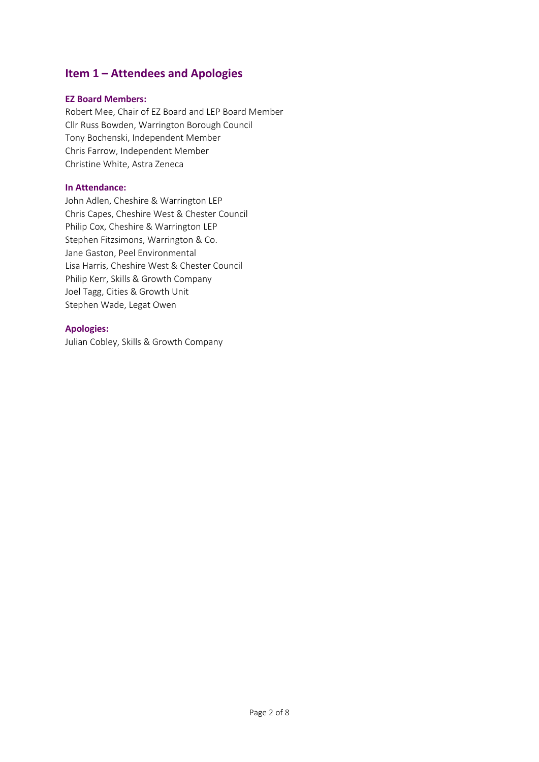## Item 1 – Attendees and Apologies

**EZ Board Members:**

Robert Mee, Chair of EZ Board and LEP Board Member
Cllr Russ Bowden, Warrington Borough Council
Tony Bochenski, Independent Member
Chris Farrow, Independent Member
Christine White, Astra Zeneca

**In Attendance:**

John Adlen, Cheshire & Warrington LEP
Chris Capes, Cheshire West & Chester Council
Philip Cox, Cheshire & Warrington LEP
Stephen Fitzsimons, Warrington & Co.
Jane Gaston, Peel Environmental
Lisa Harris, Cheshire West & Chester Council
Philip Kerr, Skills & Growth Company
Joel Tagg, Cities & Growth Unit
Stephen Wade, Legat Owen

**Apologies:**

Julian Cobley, Skills & Growth Company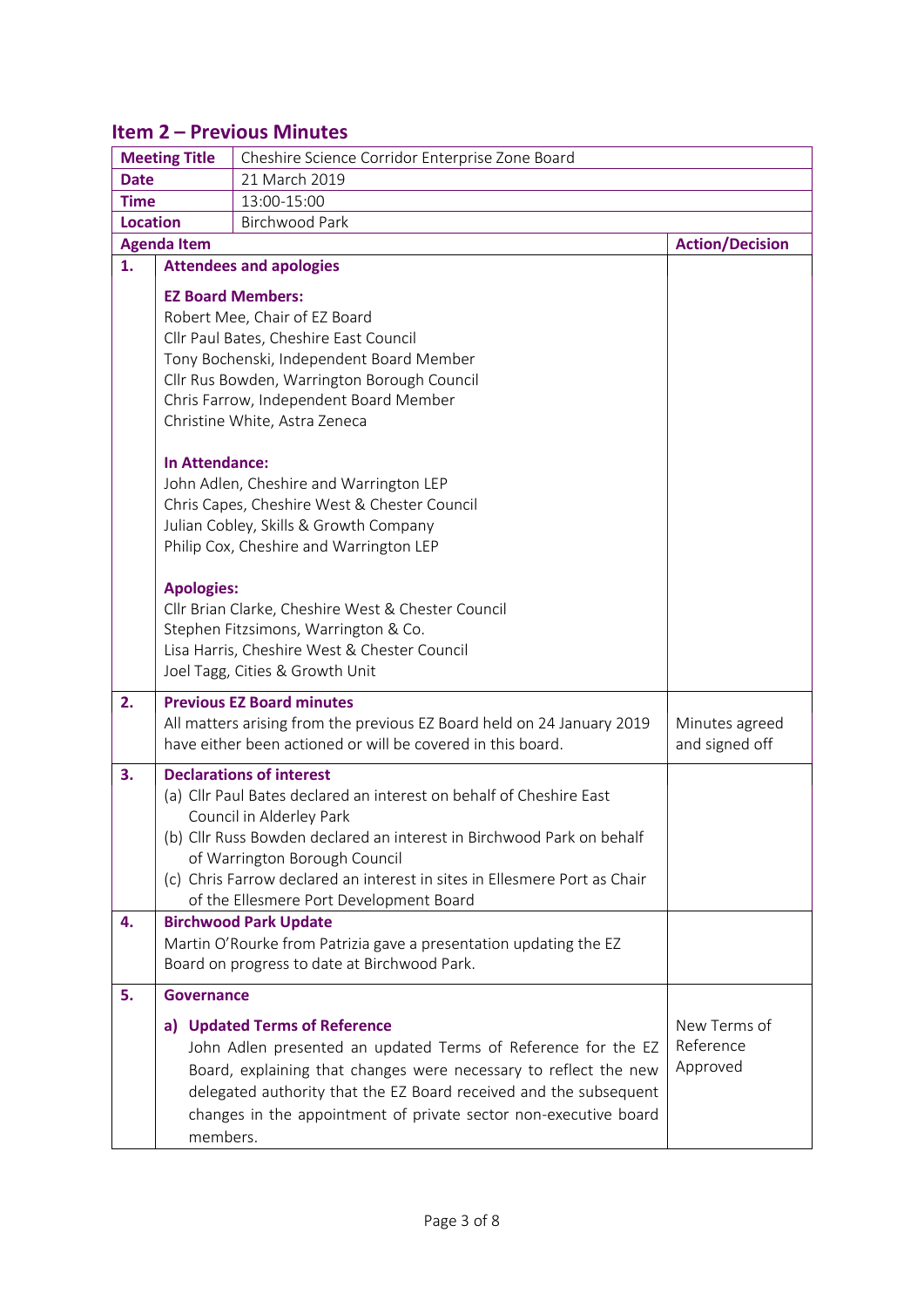## Item 2 – Previous Minutes

| Meeting Title | Cheshire Science Corridor Enterprise Zone Board | |
|---|---|---|
| **Date** | 21 March 2019 | |
| **Time** | 13:00-15:00 | |
| **Location** | Birchwood Park | |
| **Agenda Item** | | **Action/Decision** |
| **1.** | **Attendees and apologies**<br><br>**EZ Board Members:**<br>Robert Mee, Chair of EZ Board<br>Cllr Paul Bates, Cheshire East Council<br>Tony Bochenski, Independent Board Member<br>Cllr Rus Bowden, Warrington Borough Council<br>Chris Farrow, Independent Board Member<br>Christine White, Astra Zeneca<br><br>**In Attendance:**<br>John Adlen, Cheshire and Warrington LEP<br>Chris Capes, Cheshire West & Chester Council<br>Julian Cobley, Skills & Growth Company<br>Philip Cox, Cheshire and Warrington LEP<br><br>**Apologies:**<br>Cllr Brian Clarke, Cheshire West & Chester Council<br>Stephen Fitzsimons, Warrington & Co.<br>Lisa Harris, Cheshire West & Chester Council<br>Joel Tagg, Cities & Growth Unit | |
| **2.** | **Previous EZ Board minutes**<br>All matters arising from the previous EZ Board held on 24 January 2019 have either been actioned or will be covered in this board. | Minutes agreed and signed off |
| **3.** | **Declarations of interest**<br>(a) Cllr Paul Bates declared an interest on behalf of Cheshire East Council in Alderley Park<br>(b) Cllr Russ Bowden declared an interest in Birchwood Park on behalf of Warrington Borough Council<br>(c) Chris Farrow declared an interest in sites in Ellesmere Port as Chair of the Ellesmere Port Development Board | |
| **4.** | **Birchwood Park Update**<br>Martin O'Rourke from Patrizia gave a presentation updating the EZ Board on progress to date at Birchwood Park. | |
| **5.** | **Governance**<br><br>**a) Updated Terms of Reference**<br>John Adlen presented an updated Terms of Reference for the EZ Board, explaining that changes were necessary to reflect the new delegated authority that the EZ Board received and the subsequent changes in the appointment of private sector non-executive board members. | New Terms of Reference Approved |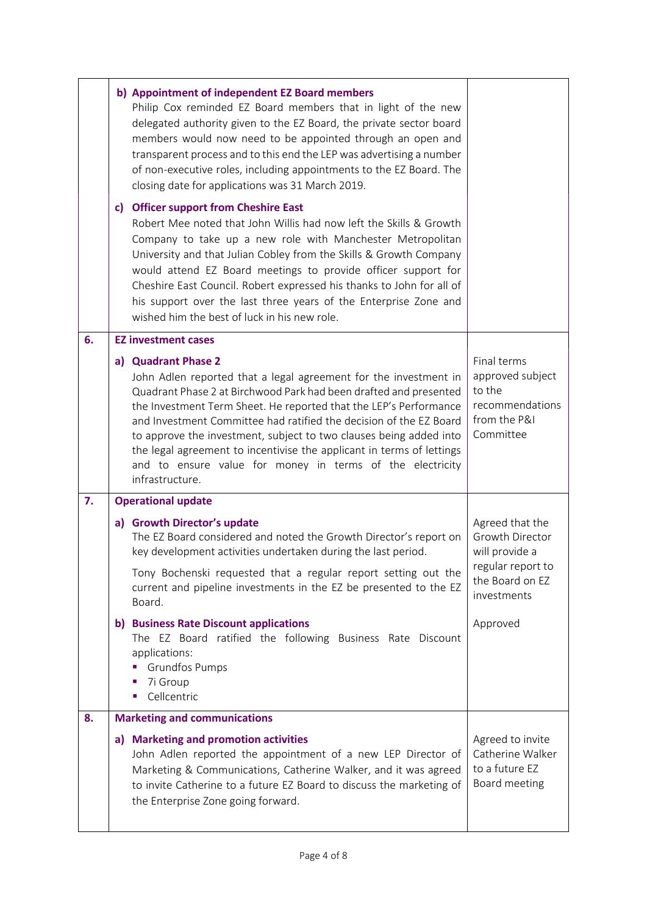| | | |
|---|---|---|
| | **b) Appointment of independent EZ Board members**<br>Philip Cox reminded EZ Board members that in light of the new delegated authority given to the EZ Board, the private sector board members would now need to be appointed through an open and transparent process and to this end the LEP was advertising a number of non-executive roles, including appointments to the EZ Board. The closing date for applications was 31 March 2019.<br><br>**c) Officer support from Cheshire East**<br>Robert Mee noted that John Willis had now left the Skills & Growth Company to take up a new role with Manchester Metropolitan University and that Julian Cobley from the Skills & Growth Company would attend EZ Board meetings to provide officer support for Cheshire East Council. Robert expressed his thanks to John for all of his support over the last three years of the Enterprise Zone and wished him the best of luck in his new role. | |
| **6.** | **EZ investment cases**<br><br>**a) Quadrant Phase 2**<br>John Adlen reported that a legal agreement for the investment in Quadrant Phase 2 at Birchwood Park had been drafted and presented the Investment Term Sheet. He reported that the LEP's Performance and Investment Committee had ratified the decision of the EZ Board to approve the investment, subject to two clauses being added into the legal agreement to incentivise the applicant in terms of lettings and to ensure value for money in terms of the electricity infrastructure. | Final terms approved subject to the recommendations from the P&I Committee |
| **7.** | **Operational update**<br><br>**a) Growth Director's update**<br>The EZ Board considered and noted the Growth Director's report on key development activities undertaken during the last period.<br><br>Tony Bochenski requested that a regular report setting out the current and pipeline investments in the EZ be presented to the EZ Board.<br><br>**b) Business Rate Discount applications**<br>The EZ Board ratified the following Business Rate Discount applications:<br>▪ Grundfos Pumps<br>▪ 7i Group<br>▪ Cellcentric | Agreed that the Growth Director will provide a regular report to the Board on EZ investments<br><br>Approved |
| **8.** | **Marketing and communications**<br><br>**a) Marketing and promotion activities**<br>John Adlen reported the appointment of a new LEP Director of Marketing & Communications, Catherine Walker, and it was agreed to invite Catherine to a future EZ Board to discuss the marketing of the Enterprise Zone going forward. | Agreed to invite Catherine Walker to a future EZ Board meeting |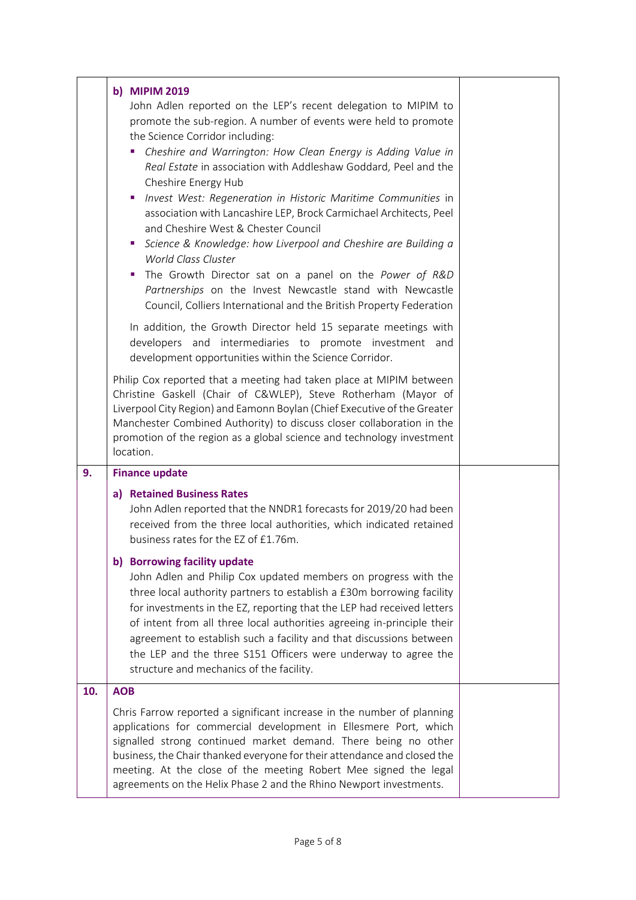| | | |
|---|---|---|
| | **b) MIPIM 2019**<br>John Adlen reported on the LEP's recent delegation to MIPIM to promote the sub-region. A number of events were held to promote the Science Corridor including:<br>▪ *Cheshire and Warrington: How Clean Energy is Adding Value in Real Estate* in association with Addleshaw Goddard, Peel and the Cheshire Energy Hub<br>▪ *Invest West: Regeneration in Historic Maritime Communities* in association with Lancashire LEP, Brock Carmichael Architects, Peel and Cheshire West & Chester Council<br>▪ *Science & Knowledge: how Liverpool and Cheshire are Building a World Class Cluster*<br>▪ The Growth Director sat on a panel on the *Power of R&D Partnerships* on the Invest Newcastle stand with Newcastle Council, Colliers International and the British Property Federation<br><br>In addition, the Growth Director held 15 separate meetings with developers and intermediaries to promote investment and development opportunities within the Science Corridor.<br><br>Philip Cox reported that a meeting had taken place at MIPIM between Christine Gaskell (Chair of C&WLEP), Steve Rotherham (Mayor of Liverpool City Region) and Eamonn Boylan (Chief Executive of the Greater Manchester Combined Authority) to discuss closer collaboration in the promotion of the region as a global science and technology investment location. | |
| **9.** | **Finance update**<br><br>**a) Retained Business Rates**<br>John Adlen reported that the NNDR1 forecasts for 2019/20 had been received from the three local authorities, which indicated retained business rates for the EZ of £1.76m.<br><br>**b) Borrowing facility update**<br>John Adlen and Philip Cox updated members on progress with the three local authority partners to establish a £30m borrowing facility for investments in the EZ, reporting that the LEP had received letters of intent from all three local authorities agreeing in-principle their agreement to establish such a facility and that discussions between the LEP and the three S151 Officers were underway to agree the structure and mechanics of the facility. | |
| **10.** | **AOB**<br><br>Chris Farrow reported a significant increase in the number of planning applications for commercial development in Ellesmere Port, which signalled strong continued market demand. There being no other business, the Chair thanked everyone for their attendance and closed the meeting. At the close of the meeting Robert Mee signed the legal agreements on the Helix Phase 2 and the Rhino Newport investments. | |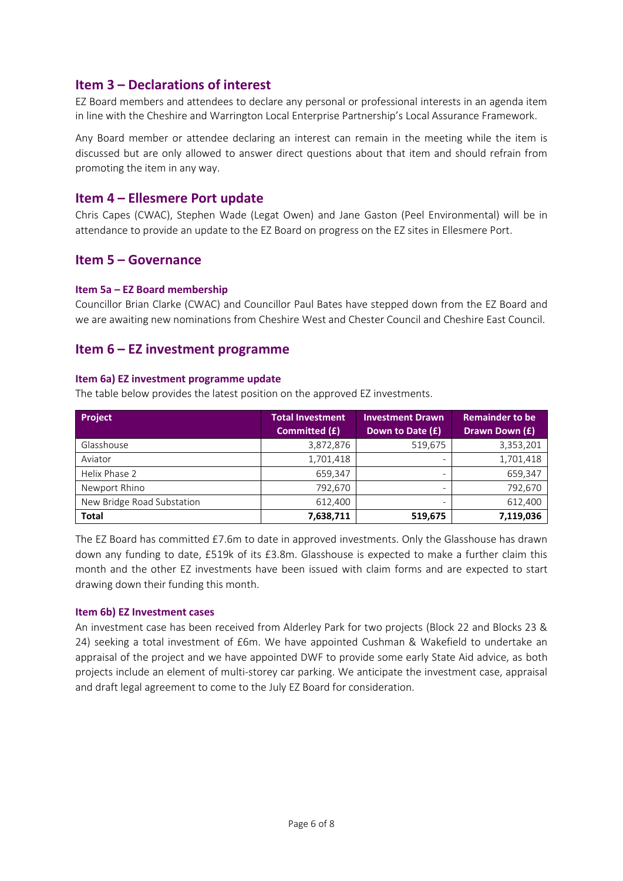## Item 3 – Declarations of interest

EZ Board members and attendees to declare any personal or professional interests in an agenda item in line with the Cheshire and Warrington Local Enterprise Partnership's Local Assurance Framework.

Any Board member or attendee declaring an interest can remain in the meeting while the item is discussed but are only allowed to answer direct questions about that item and should refrain from promoting the item in any way.

## Item 4 – Ellesmere Port update

Chris Capes (CWAC), Stephen Wade (Legat Owen) and Jane Gaston (Peel Environmental) will be in attendance to provide an update to the EZ Board on progress on the EZ sites in Ellesmere Port.

## Item 5 – Governance

### Item 5a – EZ Board membership

Councillor Brian Clarke (CWAC) and Councillor Paul Bates have stepped down from the EZ Board and we are awaiting new nominations from Cheshire West and Chester Council and Cheshire East Council.

## Item 6 – EZ investment programme

### Item 6a) EZ investment programme update

The table below provides the latest position on the approved EZ investments.

| Project | Total Investment Committed (£) | Investment Drawn Down to Date (£) | Remainder to be Drawn Down (£) |
|---|---|---|---|
| Glasshouse | 3,872,876 | 519,675 | 3,353,201 |
| Aviator | 1,701,418 | - | 1,701,418 |
| Helix Phase 2 | 659,347 | - | 659,347 |
| Newport Rhino | 792,670 | - | 792,670 |
| New Bridge Road Substation | 612,400 | - | 612,400 |
| **Total** | **7,638,711** | **519,675** | **7,119,036** |

The EZ Board has committed £7.6m to date in approved investments. Only the Glasshouse has drawn down any funding to date, £519k of its £3.8m. Glasshouse is expected to make a further claim this month and the other EZ investments have been issued with claim forms and are expected to start drawing down their funding this month.

### Item 6b) EZ Investment cases

An investment case has been received from Alderley Park for two projects (Block 22 and Blocks 23 & 24) seeking a total investment of £6m. We have appointed Cushman & Wakefield to undertake an appraisal of the project and we have appointed DWF to provide some early State Aid advice, as both projects include an element of multi-storey car parking. We anticipate the investment case, appraisal and draft legal agreement to come to the July EZ Board for consideration.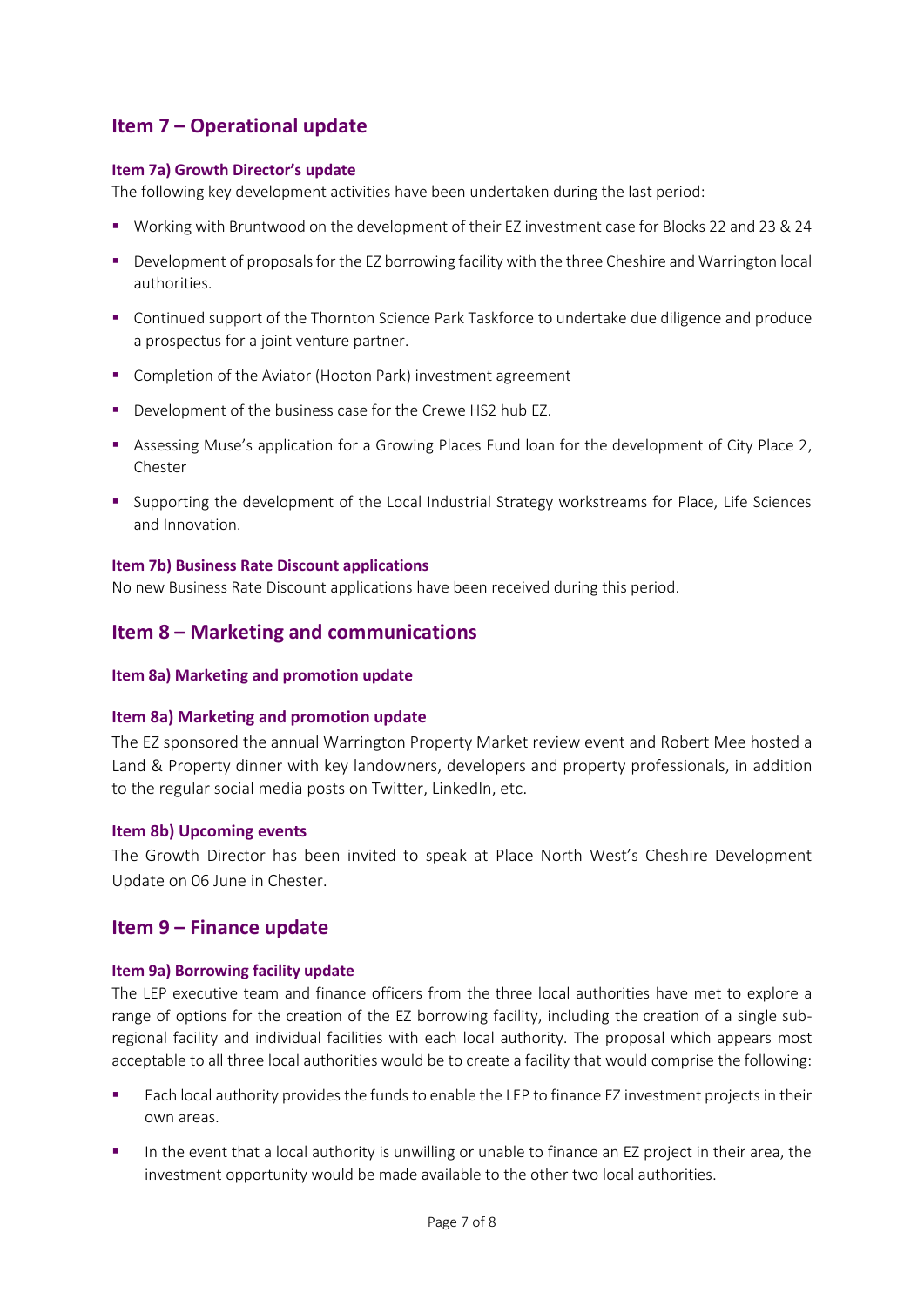## Item 7 – Operational update

### Item 7a) Growth Director's update

The following key development activities have been undertaken during the last period:

- Working with Bruntwood on the development of their EZ investment case for Blocks 22 and 23 & 24
- Development of proposals for the EZ borrowing facility with the three Cheshire and Warrington local authorities.
- Continued support of the Thornton Science Park Taskforce to undertake due diligence and produce a prospectus for a joint venture partner.
- Completion of the Aviator (Hooton Park) investment agreement
- Development of the business case for the Crewe HS2 hub EZ.
- Assessing Muse's application for a Growing Places Fund loan for the development of City Place 2, Chester
- Supporting the development of the Local Industrial Strategy workstreams for Place, Life Sciences and Innovation.

### Item 7b) Business Rate Discount applications

No new Business Rate Discount applications have been received during this period.

## Item 8 – Marketing and communications

### Item 8a) Marketing and promotion update

### Item 8a) Marketing and promotion update

The EZ sponsored the annual Warrington Property Market review event and Robert Mee hosted a Land & Property dinner with key landowners, developers and property professionals, in addition to the regular social media posts on Twitter, LinkedIn, etc.

### Item 8b) Upcoming events

The Growth Director has been invited to speak at Place North West's Cheshire Development Update on 06 June in Chester.

## Item 9 – Finance update

### Item 9a) Borrowing facility update

The LEP executive team and finance officers from the three local authorities have met to explore a range of options for the creation of the EZ borrowing facility, including the creation of a single sub-regional facility and individual facilities with each local authority. The proposal which appears most acceptable to all three local authorities would be to create a facility that would comprise the following:

- Each local authority provides the funds to enable the LEP to finance EZ investment projects in their own areas.
- In the event that a local authority is unwilling or unable to finance an EZ project in their area, the investment opportunity would be made available to the other two local authorities.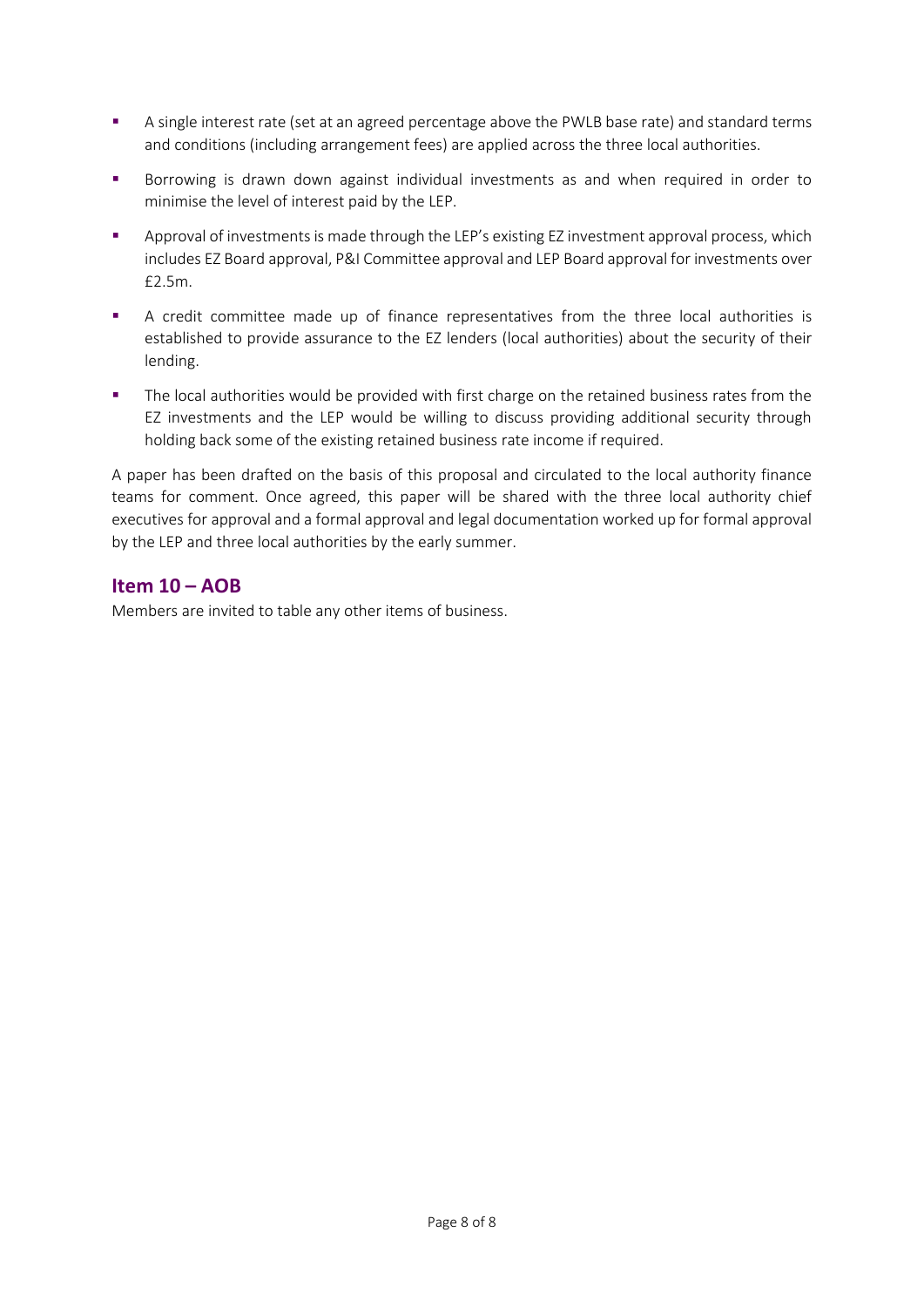- A single interest rate (set at an agreed percentage above the PWLB base rate) and standard terms and conditions (including arrangement fees) are applied across the three local authorities.
- Borrowing is drawn down against individual investments as and when required in order to minimise the level of interest paid by the LEP.
- Approval of investments is made through the LEP's existing EZ investment approval process, which includes EZ Board approval, P&I Committee approval and LEP Board approval for investments over £2.5m.
- A credit committee made up of finance representatives from the three local authorities is established to provide assurance to the EZ lenders (local authorities) about the security of their lending.
- The local authorities would be provided with first charge on the retained business rates from the EZ investments and the LEP would be willing to discuss providing additional security through holding back some of the existing retained business rate income if required.

A paper has been drafted on the basis of this proposal and circulated to the local authority finance teams for comment. Once agreed, this paper will be shared with the three local authority chief executives for approval and a formal approval and legal documentation worked up for formal approval by the LEP and three local authorities by the early summer.

## Item 10 – AOB

Members are invited to table any other items of business.